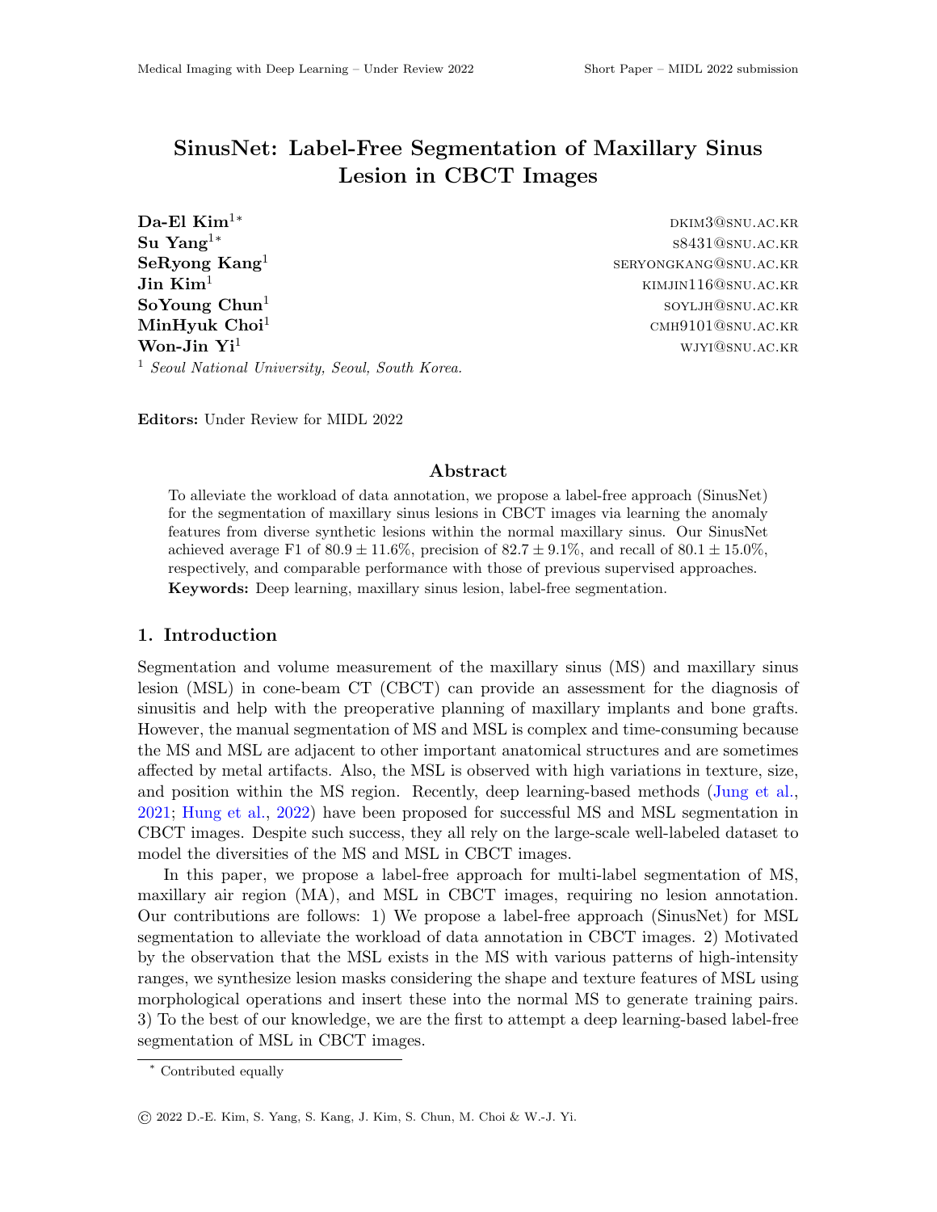# SinusNet: Label-Free Segmentation of Maxillary Sinus Lesion in CBCT Images

**Da-El Kim**[1*] dkim3@snu.ac.kr
**Su Yang**[1*] s8431@snu.ac.kr
**SeRyong Kang**[1] seryongkang@snu.ac.kr
**Jin Kim**[1] kimjin116@snu.ac.kr
**SoYoung Chun**[1] soyljh@snu.ac.kr
**MinHyuk Choi**[1] cmh9101@snu.ac.kr
**Won-Jin Yi**[1] wjyi@snu.ac.kr

[1] *Seoul National University, Seoul, South Korea.*

**Editors:** Under Review for MIDL 2022

## Abstract

To alleviate the workload of data annotation, we propose a label-free approach (SinusNet) for the segmentation of maxillary sinus lesions in CBCT images via learning the anomaly features from diverse synthetic lesions within the normal maxillary sinus. Our SinusNet achieved average F1 of $80.9 \pm 11.6\%$, precision of $82.7 \pm 9.1\%$, and recall of $80.1 \pm 15.0\%$, respectively, and comparable performance with those of previous supervised approaches.

**Keywords:** Deep learning, maxillary sinus lesion, label-free segmentation.

## 1. Introduction

Segmentation and volume measurement of the maxillary sinus (MS) and maxillary sinus lesion (MSL) in cone-beam CT (CBCT) can provide an assessment for the diagnosis of sinusitis and help with the preoperative planning of maxillary implants and bone grafts. However, the manual segmentation of MS and MSL is complex and time-consuming because the MS and MSL are adjacent to other important anatomical structures and are sometimes affected by metal artifacts. Also, the MSL is observed with high variations in texture, size, and position within the MS region. Recently, deep learning-based methods (Jung et al., 2021; Hung et al., 2022) have been proposed for successful MS and MSL segmentation in CBCT images. Despite such success, they all rely on the large-scale well-labeled dataset to model the diversities of the MS and MSL in CBCT images.

In this paper, we propose a label-free approach for multi-label segmentation of MS, maxillary air region (MA), and MSL in CBCT images, requiring no lesion annotation. Our contributions are follows: 1) We propose a label-free approach (SinusNet) for MSL segmentation to alleviate the workload of data annotation in CBCT images. 2) Motivated by the observation that the MSL exists in the MS with various patterns of high-intensity ranges, we synthesize lesion masks considering the shape and texture features of MSL using morphological operations and insert these into the normal MS to generate training pairs. 3) To the best of our knowledge, we are the first to attempt a deep learning-based label-free segmentation of MSL in CBCT images.

* Contributed equally

© 2022 D.-E. Kim, S. Yang, S. Kang, J. Kim, S. Chun, M. Choi & W.-J. Yi.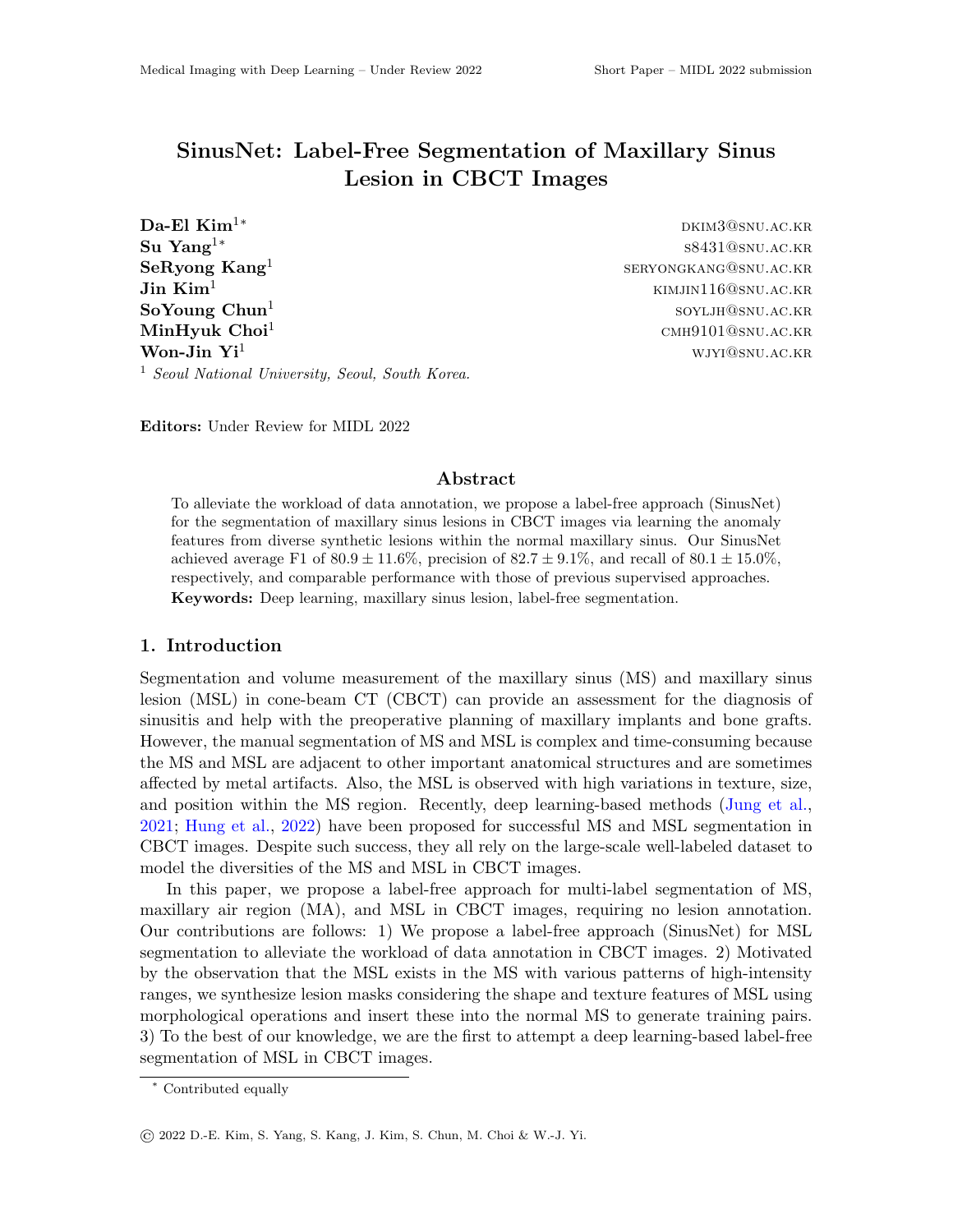# SinusNet: Label-Free Segmentation of Maxillary Sinus Lesion in CBCT Images

**Da-El Kim**[1*] dkim3@snu.ac.kr
**Su Yang**[1*] s8431@snu.ac.kr
**SeRyong Kang**[1] seryongkang@snu.ac.kr
**Jin Kim**[1] kimjin116@snu.ac.kr
**SoYoung Chun**[1] soyljh@snu.ac.kr
**MinHyuk Choi**[1] cmh9101@snu.ac.kr
**Won-Jin Yi**[1] wjyi@snu.ac.kr

[1] *Seoul National University, Seoul, South Korea.*

**Editors:** Under Review for MIDL 2022

## Abstract

To alleviate the workload of data annotation, we propose a label-free approach (SinusNet) for the segmentation of maxillary sinus lesions in CBCT images via learning the anomaly features from diverse synthetic lesions within the normal maxillary sinus. Our SinusNet achieved average F1 of $80.9 \pm 11.6\%$, precision of $82.7 \pm 9.1\%$, and recall of $80.1 \pm 15.0\%$, respectively, and comparable performance with those of previous supervised approaches.

**Keywords:** Deep learning, maxillary sinus lesion, label-free segmentation.

## 1. Introduction

Segmentation and volume measurement of the maxillary sinus (MS) and maxillary sinus lesion (MSL) in cone-beam CT (CBCT) can provide an assessment for the diagnosis of sinusitis and help with the preoperative planning of maxillary implants and bone grafts. However, the manual segmentation of MS and MSL is complex and time-consuming because the MS and MSL are adjacent to other important anatomical structures and are sometimes affected by metal artifacts. Also, the MSL is observed with high variations in texture, size, and position within the MS region. Recently, deep learning-based methods (Jung et al., 2021; Hung et al., 2022) have been proposed for successful MS and MSL segmentation in CBCT images. Despite such success, they all rely on the large-scale well-labeled dataset to model the diversities of the MS and MSL in CBCT images.

In this paper, we propose a label-free approach for multi-label segmentation of MS, maxillary air region (MA), and MSL in CBCT images, requiring no lesion annotation. Our contributions are follows: 1) We propose a label-free approach (SinusNet) for MSL segmentation to alleviate the workload of data annotation in CBCT images. 2) Motivated by the observation that the MSL exists in the MS with various patterns of high-intensity ranges, we synthesize lesion masks considering the shape and texture features of MSL using morphological operations and insert these into the normal MS to generate training pairs. 3) To the best of our knowledge, we are the first to attempt a deep learning-based label-free segmentation of MSL in CBCT images.

[*] Contributed equally

© 2022 D.-E. Kim, S. Yang, S. Kang, J. Kim, S. Chun, M. Choi & W.-J. Yi.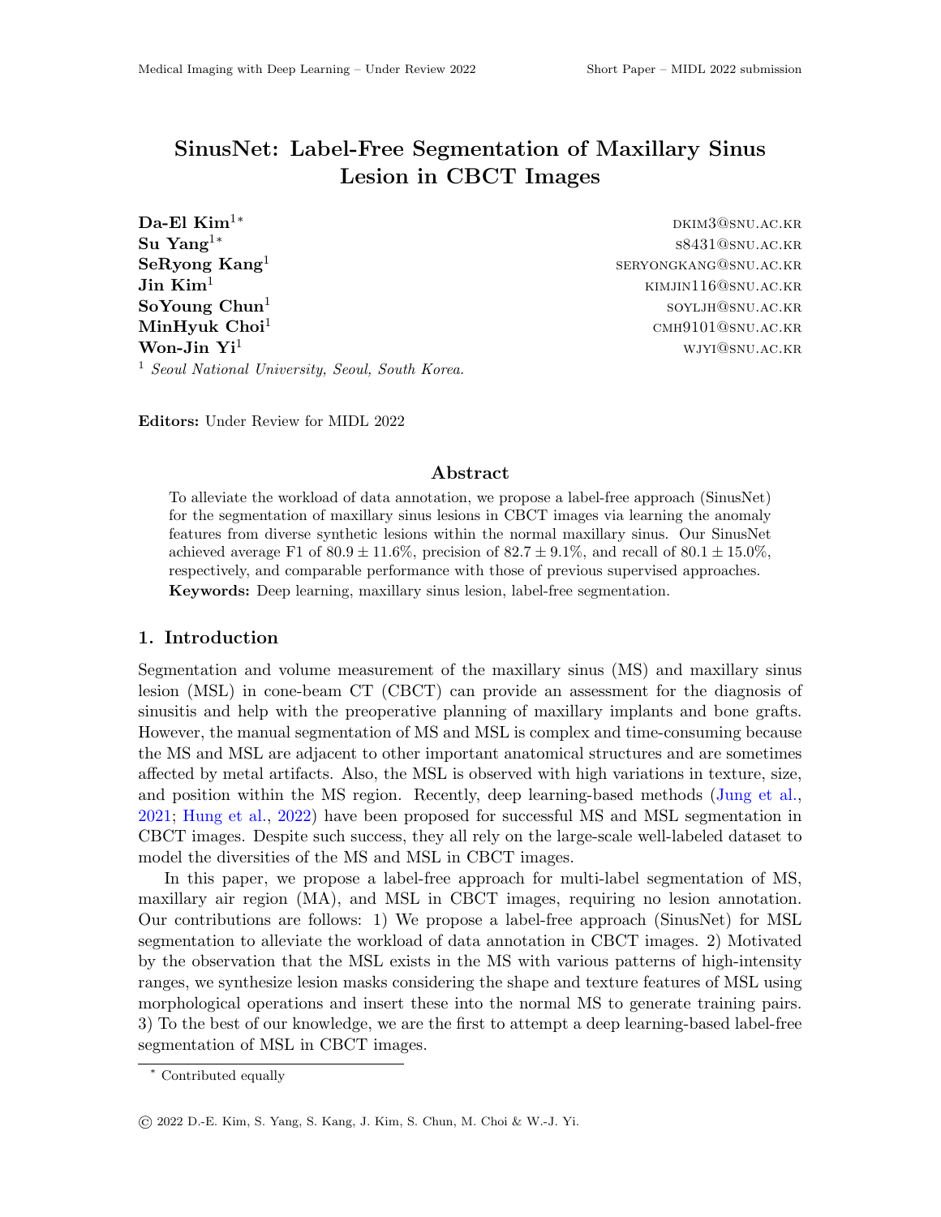# SinusNet: Label-Free Segmentation of Maxillary Sinus Lesion in CBCT Images

**Da-El Kim**[1*] dkim3@snu.ac.kr
**Su Yang**[1*] s8431@snu.ac.kr
**SeRyong Kang**[1] seryongkang@snu.ac.kr
**Jin Kim**[1] kimjin116@snu.ac.kr
**SoYoung Chun**[1] soyljh@snu.ac.kr
**MinHyuk Choi**[1] cmh9101@snu.ac.kr
**Won-Jin Yi**[1] wjyi@snu.ac.kr

[1] *Seoul National University, Seoul, South Korea.*

**Editors:** Under Review for MIDL 2022

## Abstract

To alleviate the workload of data annotation, we propose a label-free approach (SinusNet) for the segmentation of maxillary sinus lesions in CBCT images via learning the anomaly features from diverse synthetic lesions within the normal maxillary sinus. Our SinusNet achieved average F1 of $80.9 \pm 11.6\%$, precision of $82.7 \pm 9.1\%$, and recall of $80.1 \pm 15.0\%$, respectively, and comparable performance with those of previous supervised approaches.

**Keywords:** Deep learning, maxillary sinus lesion, label-free segmentation.

## 1. Introduction

Segmentation and volume measurement of the maxillary sinus (MS) and maxillary sinus lesion (MSL) in cone-beam CT (CBCT) can provide an assessment for the diagnosis of sinusitis and help with the preoperative planning of maxillary implants and bone grafts. However, the manual segmentation of MS and MSL is complex and time-consuming because the MS and MSL are adjacent to other important anatomical structures and are sometimes affected by metal artifacts. Also, the MSL is observed with high variations in texture, size, and position within the MS region. Recently, deep learning-based methods (Jung et al., 2021; Hung et al., 2022) have been proposed for successful MS and MSL segmentation in CBCT images. Despite such success, they all rely on the large-scale well-labeled dataset to model the diversities of the MS and MSL in CBCT images.

In this paper, we propose a label-free approach for multi-label segmentation of MS, maxillary air region (MA), and MSL in CBCT images, requiring no lesion annotation. Our contributions are follows: 1) We propose a label-free approach (SinusNet) for MSL segmentation to alleviate the workload of data annotation in CBCT images. 2) Motivated by the observation that the MSL exists in the MS with various patterns of high-intensity ranges, we synthesize lesion masks considering the shape and texture features of MSL using morphological operations and insert these into the normal MS to generate training pairs. 3) To the best of our knowledge, we are the first to attempt a deep learning-based label-free segmentation of MSL in CBCT images.

* Contributed equally

© 2022 D.-E. Kim, S. Yang, S. Kang, J. Kim, S. Chun, M. Choi & W.-J. Yi.